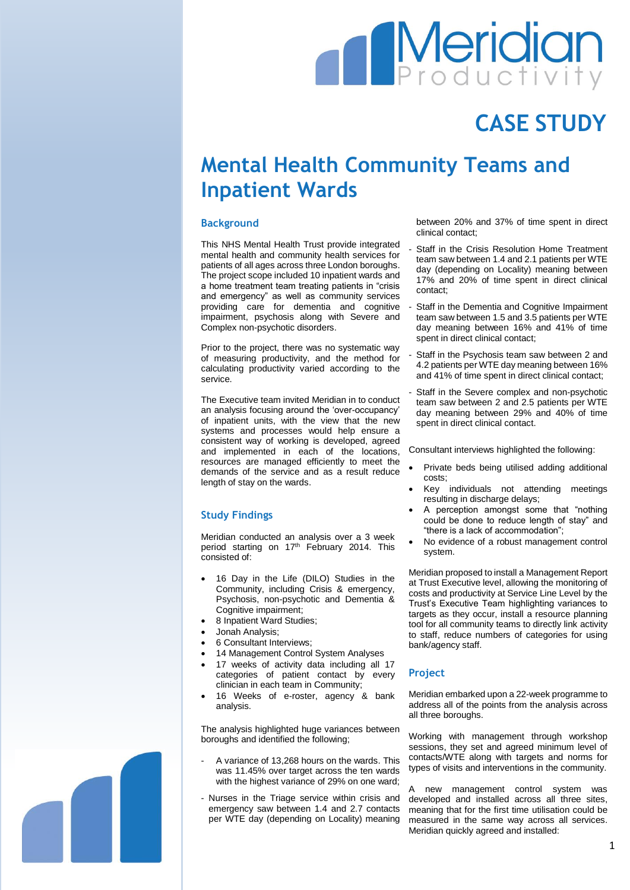# CASE STUDY

# Mental Health Community Teams and Inpatient Wards

## Background

This NHS Mental Health Trust provide integrated mental health and community health services for patients of all ages across three London boroughs. The project scope included 10 inpatient wards and a home treatment team treating patients in "crisis and emergency" as well as community services providing care for dementia and cognitive impairment, psychosis along with Severe and Complex non-psychotic disorders.

Prior to the project, there was no systematic way of measuring productivity, and the method for calculating productivity varied according to the service.

The Executive team invited Meridian in to conduct an analysis focusing around the 'over-occupancy' of inpatient units, with the view that the new systems and processes would help ensure a consistent way of working is developed, agreed and implemented in each of the locations, resources are managed efficiently to meet the demands of the service and as a result reduce length of stay on the wards.

## Study Findings

Meridian conducted an analysis over a 3 week period starting on 17th February 2014. This consisted of:

- 16 Day in the Life (DILO) Studies in the Community, including Crisis & emergency, Psychosis, non-psychotic and Dementia & Cognitive impairment;
- 8 Inpatient Ward Studies;
- Jonah Analysis;
- 6 Consultant Interviews;
- 14 Management Control System Analyses
- 17 weeks of activity data including all 17 categories of patient contact by every clinician in each team in Community;
- 16 Weeks of e-roster, agency & bank analysis.

The analysis highlighted huge variances between boroughs and identified the following;

- A variance of 13,268 hours on the wards. This was 11.45% over target across the ten wards with the highest variance of 29% on one ward;
- Nurses in the Triage service within crisis and emergency saw between 1.4 and 2.7 contacts per WTE day (depending on Locality) meaning between 20% and 37% of time spent in direct clinical contact;
- Staff in the Crisis Resolution Home Treatment team saw between 1.4 and 2.1 patients per WTE day (depending on Locality) meaning between 17% and 20% of time spent in direct clinical contact;
- Staff in the Dementia and Cognitive Impairment team saw between 1.5 and 3.5 patients per WTE day meaning between 16% and 41% of time spent in direct clinical contact;
- Staff in the Psychosis team saw between 2 and 4.2 patients per WTE day meaning between 16% and 41% of time spent in direct clinical contact;
- Staff in the Severe complex and non-psychotic team saw between 2 and 2.5 patients per WTE day meaning between 29% and 40% of time spent in direct clinical contact.

Consultant interviews highlighted the following:

- Private beds being utilised adding additional costs;
- Key individuals not attending meetings resulting in discharge delays;
- A perception amongst some that "nothing could be done to reduce length of stay" and "there is a lack of accommodation";
- No evidence of a robust management control system.

Meridian proposed to install a Management Report at Trust Executive level, allowing the monitoring of costs and productivity at Service Line Level by the Trust's Executive Team highlighting variances to targets as they occur, install a resource planning tool for all community teams to directly link activity to staff, reduce numbers of categories for using bank/agency staff.

## Project

Meridian embarked upon a 22-week programme to address all of the points from the analysis across all three boroughs.

Working with management through workshop sessions, they set and agreed minimum level of contacts/WTE along with targets and norms for types of visits and interventions in the community.

A new management control system was developed and installed across all three sites, meaning that for the first time utilisation could be measured in the same way across all services. Meridian quickly agreed and installed: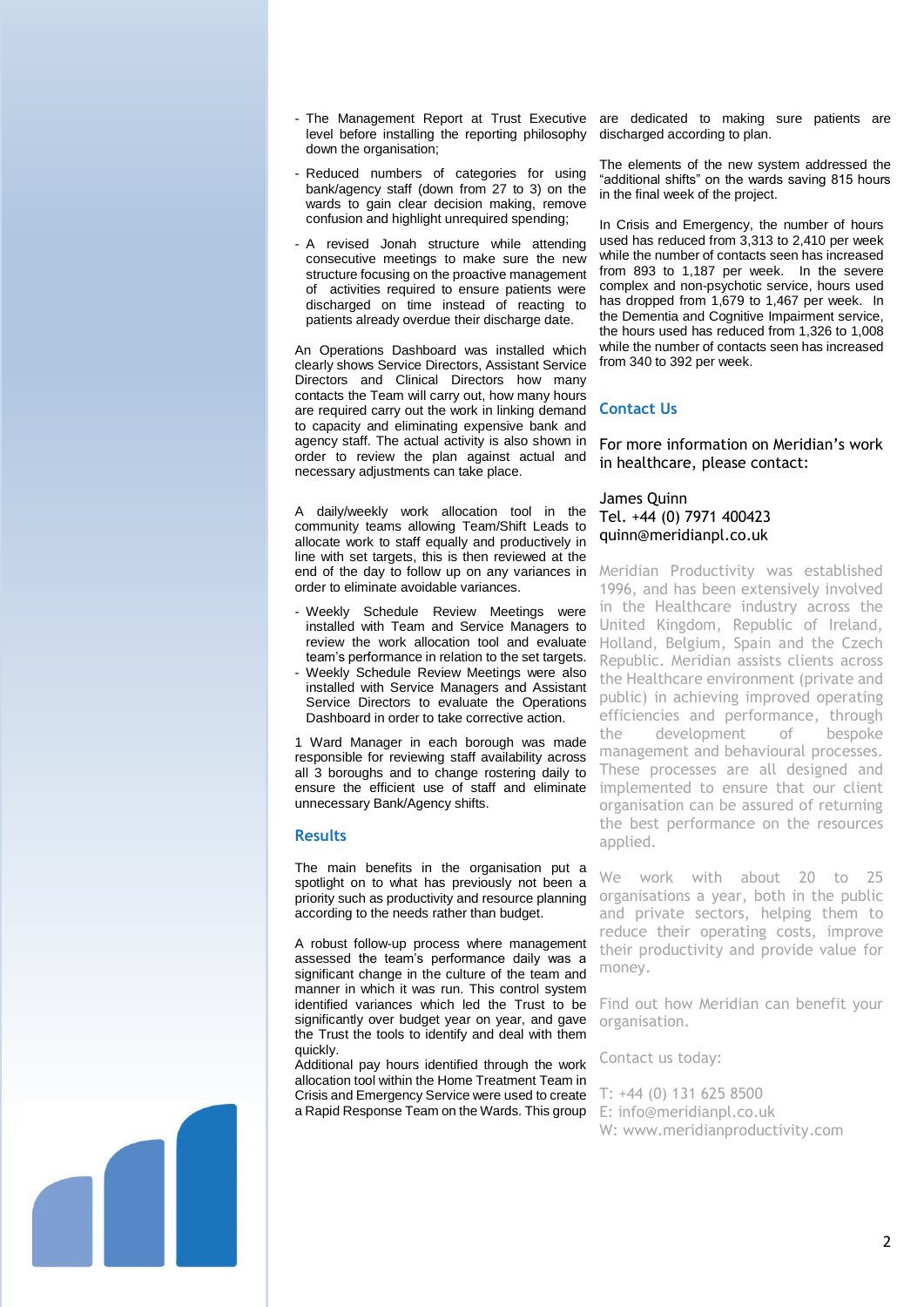- The Management Report at Trust Executive level before installing the reporting philosophy down the organisation;
- Reduced numbers of categories for using bank/agency staff (down from 27 to 3) on the wards to gain clear decision making, remove confusion and highlight unrequired spending;
- A revised Jonah structure while attending consecutive meetings to make sure the new structure focusing on the proactive management of activities required to ensure patients were discharged on time instead of reacting to patients already overdue their discharge date.

An Operations Dashboard was installed which clearly shows Service Directors, Assistant Service Directors and Clinical Directors how many contacts the Team will carry out, how many hours are required carry out the work in linking demand to capacity and eliminating expensive bank and agency staff. The actual activity is also shown in order to review the plan against actual and necessary adjustments can take place.

A daily/weekly work allocation tool in the community teams allowing Team/Shift Leads to allocate work to staff equally and productively in line with set targets, this is then reviewed at the end of the day to follow up on any variances in order to eliminate avoidable variances.

- Weekly Schedule Review Meetings were installed with Team and Service Managers to review the work allocation tool and evaluate team's performance in relation to the set targets.
- Weekly Schedule Review Meetings were also installed with Service Managers and Assistant Service Directors to evaluate the Operations Dashboard in order to take corrective action.

1 Ward Manager in each borough was made responsible for reviewing staff availability across all 3 boroughs and to change rostering daily to ensure the efficient use of staff and eliminate unnecessary Bank/Agency shifts.

## Results

The main benefits in the organisation put a spotlight on to what has previously not been a priority such as productivity and resource planning according to the needs rather than budget.

A robust follow-up process where management assessed the team's performance daily was a significant change in the culture of the team and manner in which it was run. This control system identified variances which led the Trust to be significantly over budget year on year, and gave the Trust the tools to identify and deal with them quickly.

Additional pay hours identified through the work allocation tool within the Home Treatment Team in Crisis and Emergency Service were used to create a Rapid Response Team on the Wards. This group are dedicated to making sure patients are discharged according to plan.

The elements of the new system addressed the "additional shifts" on the wards saving 815 hours in the final week of the project.

In Crisis and Emergency, the number of hours used has reduced from 3,313 to 2,410 per week while the number of contacts seen has increased from 893 to 1,187 per week. In the severe complex and non-psychotic service, hours used has dropped from 1,679 to 1,467 per week. In the Dementia and Cognitive Impairment service, the hours used has reduced from 1,326 to 1,008 while the number of contacts seen has increased from 340 to 392 per week.

## Contact Us

For more information on Meridian's work in healthcare, please contact:

James Quinn
Tel. +44 (0) 7971 400423
quinn@meridianpl.co.uk

Meridian Productivity was established 1996, and has been extensively involved in the Healthcare industry across the United Kingdom, Republic of Ireland, Holland, Belgium, Spain and the Czech Republic. Meridian assists clients across the Healthcare environment (private and public) in achieving improved operating efficiencies and performance, through the development of bespoke management and behavioural processes. These processes are all designed and implemented to ensure that our client organisation can be assured of returning the best performance on the resources applied.

We work with about 20 to 25 organisations a year, both in the public and private sectors, helping them to reduce their operating costs, improve their productivity and provide value for money.

Find out how Meridian can benefit your organisation.

Contact us today:

T: +44 (0) 131 625 8500
E: info@meridianpl.co.uk
W: www.meridianproductivity.com